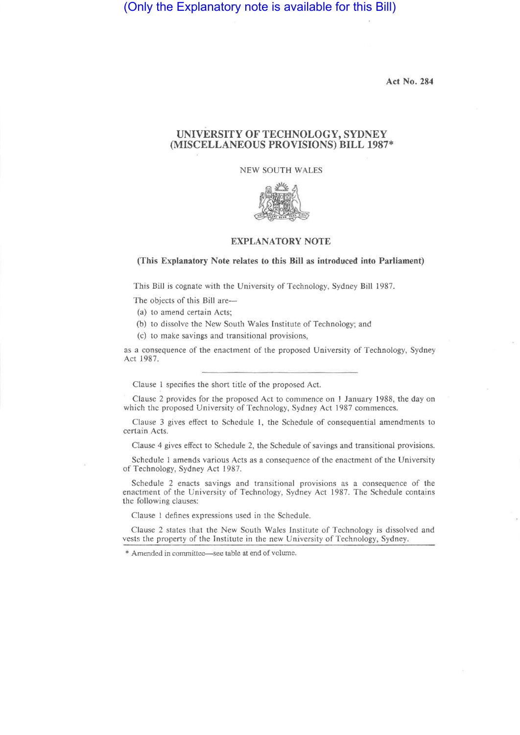(Only the Explanatory note is available for this Bill)

Act No. 284

# UNIVERSITY OF TECHNOLOGY, SYDNEY (MISCELLANEOUS PROVISIONS) BILL 1987*

NEW SOUTH WALES

## EXPLANATORY NOTE

**(This Explanatory Note relates to this Bill as introduced into Parliament)**

This Bill is cognate with the University of Technology, Sydney Bill 1987.

The objects of this Bill are—

(a) to amend certain Acts;

(b) to dissolve the New South Wales Institute of Technology; and

(c) to make savings and transitional provisions,

as a consequence of the enactment of the proposed University of Technology, Sydney Act 1987.

---

Clause 1 specifies the short title of the proposed Act.

Clause 2 provides for the proposed Act to commence on 1 January 1988, the day on which the proposed University of Technology, Sydney Act 1987 commences.

Clause 3 gives effect to Schedule 1, the Schedule of consequential amendments to certain Acts.

Clause 4 gives effect to Schedule 2, the Schedule of savings and transitional provisions.

Schedule 1 amends various Acts as a consequence of the enactment of the University of Technology, Sydney Act 1987.

Schedule 2 enacts savings and transitional provisions as a consequence of the enactment of the University of Technology, Sydney Act 1987. The Schedule contains the following clauses:

Clause 1 defines expressions used in the Schedule.

Clause 2 states that the New South Wales Institute of Technology is dissolved and vests the property of the Institute in the new University of Technology, Sydney.

---

* Amended in committee—see table at end of volume.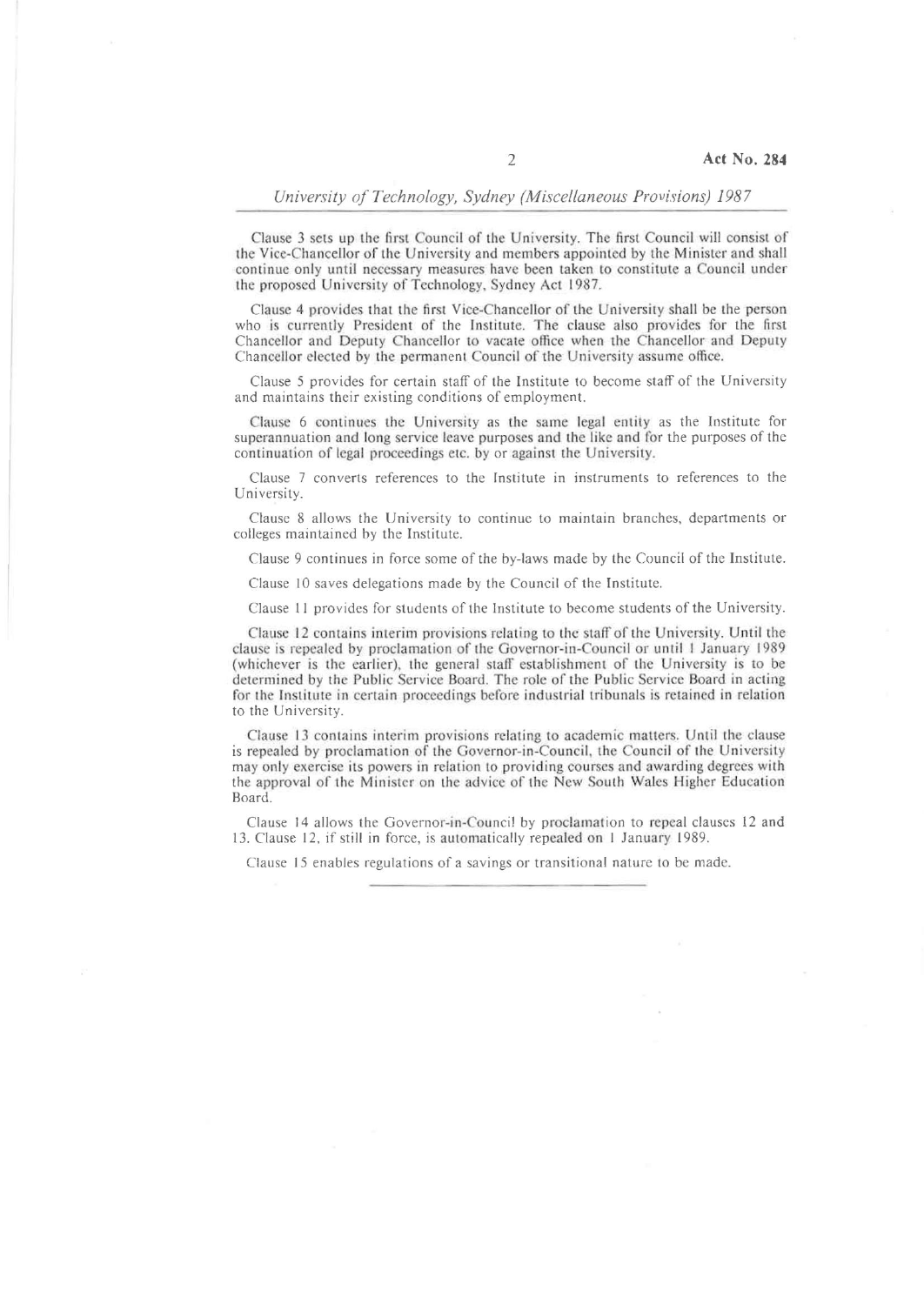Clause 3 sets up the first Council of the University. The first Council will consist of the Vice-Chancellor of the University and members appointed by the Minister and shall continue only until necessary measures have been taken to constitute a Council under the proposed University of Technology, Sydney Act 1987.

Clause 4 provides that the first Vice-Chancellor of the University shall be the person who is currently President of the Institute. The clause also provides for the first Chancellor and Deputy Chancellor to vacate office when the Chancellor and Deputy Chancellor elected by the permanent Council of the University assume office.

Clause 5 provides for certain staff of the Institute to become staff of the University and maintains their existing conditions of employment.

Clause 6 continues the University as the same legal entity as the Institute for superannuation and long service leave purposes and the like and for the purposes of the continuation of legal proceedings etc. by or against the University.

Clause 7 converts references to the Institute in instruments to references to the University.

Clause 8 allows the University to continue to maintain branches, departments or colleges maintained by the Institute.

Clause 9 continues in force some of the by-laws made by the Council of the Institute.

Clause 10 saves delegations made by the Council of the Institute.

Clause 11 provides for students of the Institute to become students of the University.

Clause 12 contains interim provisions relating to the staff of the University. Until the clause is repealed by proclamation of the Governor-in-Council or until 1 January 1989 (whichever is the earlier), the general staff establishment of the University is to be determined by the Public Service Board. The role of the Public Service Board in acting for the Institute in certain proceedings before industrial tribunals is retained in relation to the University.

Clause 13 contains interim provisions relating to academic matters. Until the clause is repealed by proclamation of the Governor-in-Council, the Council of the University may only exercise its powers in relation to providing courses and awarding degrees with the approval of the Minister on the advice of the New South Wales Higher Education Board.

Clause 14 allows the Governor-in-Council by proclamation to repeal clauses 12 and 13. Clause 12, if still in force, is automatically repealed on 1 January 1989.

Clause 15 enables regulations of a savings or transitional nature to be made.